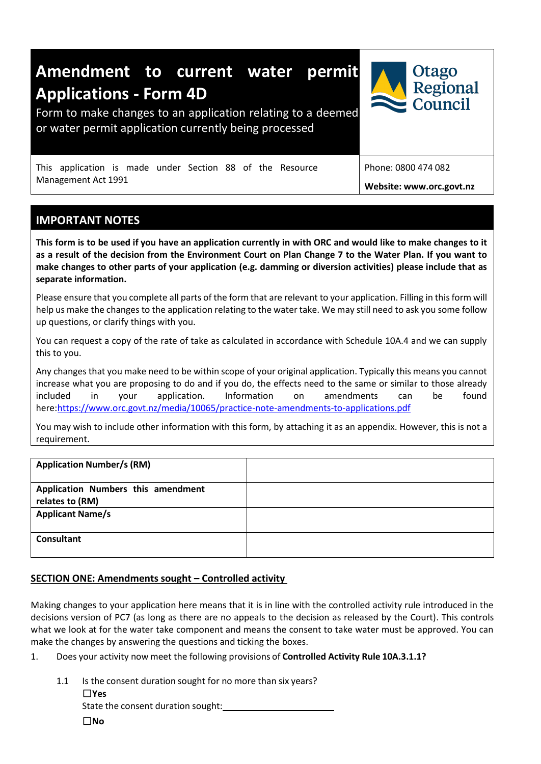# Amendment to current water permit Applications - Form 4D

Form to make changes to an application relating to a deemed or water permit application currently being processed

Otago Regional Council

| This application is made under Section 88 of the Resource Management Act 1991 | Phone: 0800 474 082<br>**Website: www.orc.govt.nz** |
|---|---|

## IMPORTANT NOTES

**This form is to be used if you have an application currently in with ORC and would like to make changes to it as a result of the decision from the Environment Court on Plan Change 7 to the Water Plan. If you want to make changes to other parts of your application (e.g. damming or diversion activities) please include that as separate information.**

Please ensure that you complete all parts of the form that are relevant to your application. Filling in this form will help us make the changes to the application relating to the water take. We may still need to ask you some follow up questions, or clarify things with you.

You can request a copy of the rate of take as calculated in accordance with Schedule 10A.4 and we can supply this to you.

Any changes that you make need to be within scope of your original application. Typically this means you cannot increase what you are proposing to do and if you do, the effects need to the same or similar to those already included in your application. Information on amendments can be found here:https://www.orc.govt.nz/media/10065/practice-note-amendments-to-applications.pdf

You may wish to include other information with this form, by attaching it as an appendix. However, this is not a requirement.

| **Application Number/s (RM)** | |
|---|---|
| **Application Numbers this amendment relates to (RM)** | |
| **Applicant Name/s** | |
| **Consultant** | |

## SECTION ONE: Amendments sought – Controlled activity

Making changes to your application here means that it is in line with the controlled activity rule introduced in the decisions version of PC7 (as long as there are no appeals to the decision as released by the Court). This controls what we look at for the water take component and means the consent to take water must be approved. You can make the changes by answering the questions and ticking the boxes.

1. Does your activity now meet the following provisions of **Controlled Activity Rule 10A.3.1.1?**

   1.1 Is the consent duration sought for no more than six years?

   ☐**Yes**

   State the consent duration sought:\_\_\_\_\_\_\_\_\_\_\_\_\_\_\_\_\_\_\_\_

   ☐**No**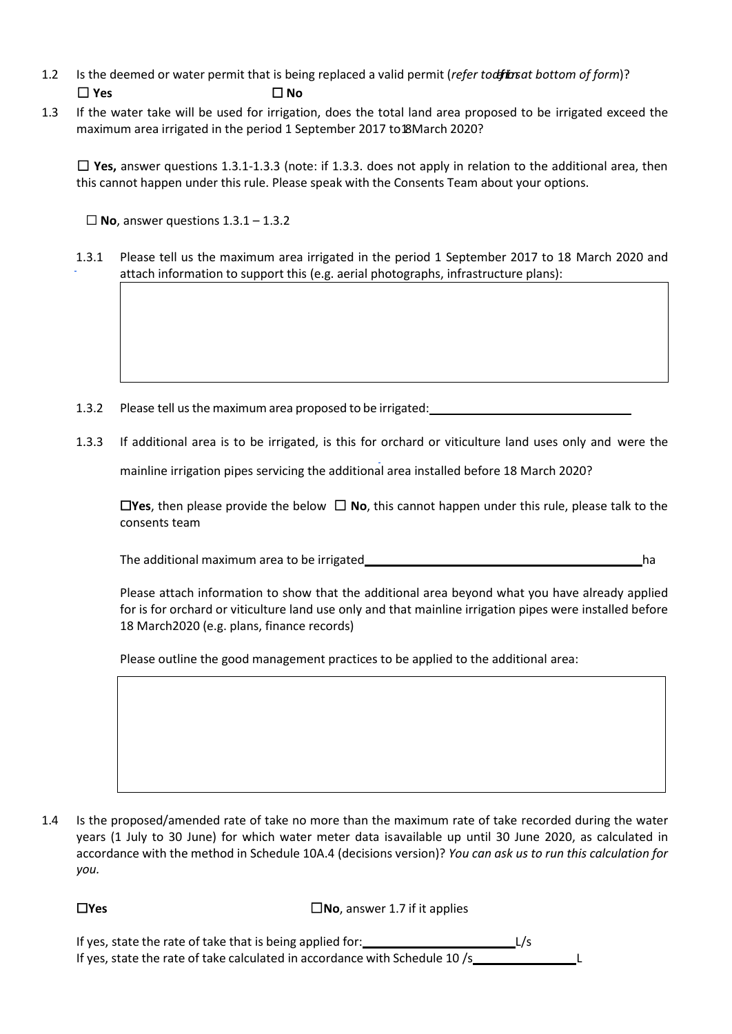1.2 Is the deemed or water permit that is being replaced a valid permit (*refer to definitions at bottom of form*)?

☐ **Yes** ☐ **No**

1.3 If the water take will be used for irrigation, does the total land area proposed to be irrigated exceed the maximum area irrigated in the period 1 September 2017 to 18 March 2020?

☐ **Yes,** answer questions 1.3.1-1.3.3 (note: if 1.3.3. does not apply in relation to the additional area, then this cannot happen under this rule. Please speak with the Consents Team about your options.

☐ **No**, answer questions 1.3.1 – 1.3.2

1.3.1 Please tell us the maximum area irrigated in the period 1 September 2017 to 18 March 2020 and attach information to support this (e.g. aerial photographs, infrastructure plans):

| |
|---|
| |

1.3.2 Please tell us the maximum area proposed to be irrigated: ______________________________

1.3.3 If additional area is to be irrigated, is this for orchard or viticulture land uses only and were the mainline irrigation pipes servicing the additional area installed before 18 March 2020?

☐**Yes**, then please provide the below ☐ **No**, this cannot happen under this rule, please talk to the consents team

The additional maximum area to be irrigated____________________________________________ha

Please attach information to show that the additional area beyond what you have already applied for is for orchard or viticulture land use only and that mainline irrigation pipes were installed before 18 March2020 (e.g. plans, finance records)

Please outline the good management practices to be applied to the additional area:

| |
|---|
| |

1.4 Is the proposed/amended rate of take no more than the maximum rate of take recorded during the water years (1 July to 30 June) for which water meter data isavailable up until 30 June 2020, as calculated in accordance with the method in Schedule 10A.4 (decisions version)? *You can ask us to run this calculation for you.*

☐**Yes** ☐**No**, answer 1.7 if it applies

If yes, state the rate of take that is being applied for:______________________L/s

If yes, state the rate of take calculated in accordance with Schedule 10 /s_______________L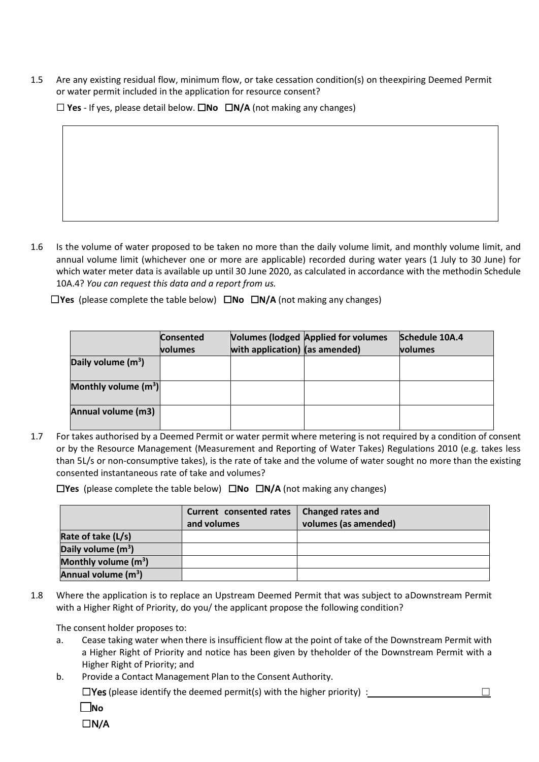1.5 Are any existing residual flow, minimum flow, or take cessation condition(s) on theexpiring Deemed Permit or water permit included in the application for resource consent?

☐ **Yes** - If yes, please detail below. ☐**No** ☐**N/A** (not making any changes)

| |
|---|
| |

1.6 Is the volume of water proposed to be taken no more than the daily volume limit, and monthly volume limit, and annual volume limit (whichever one or more are applicable) recorded during water years (1 July to 30 June) for which water meter data is available up until 30 June 2020, as calculated in accordance with the methodin Schedule 10A.4? *You can request this data and a report from us.*

☐**Yes** (please complete the table below) ☐**No** ☐**N/A** (not making any changes)

| | **Consented volumes** | **Volumes (lodged with application)** | **Applied for volumes (as amended)** | **Schedule 10A.4 volumes** |
|---|---|---|---|---|
| **Daily volume (m³)** | | | | |
| **Monthly volume (m³)** | | | | |
| **Annual volume (m3)** | | | | |

1.7 For takes authorised by a Deemed Permit or water permit where metering is not required by a condition of consent or by the Resource Management (Measurement and Reporting of Water Takes) Regulations 2010 (e.g. takes less than 5L/s or non-consumptive takes), is the rate of take and the volume of water sought no more than the existing consented instantaneous rate of take and volumes?

☐**Yes** (please complete the table below) ☐**No** ☐**N/A** (not making any changes)

| | **Current consented rates and volumes** | **Changed rates and volumes (as amended)** |
|---|---|---|
| **Rate of take (L/s)** | | |
| **Daily volume (m³)** | | |
| **Monthly volume (m³)** | | |
| **Annual volume (m³)** | | |

1.8 Where the application is to replace an Upstream Deemed Permit that was subject to aDownstream Permit with a Higher Right of Priority, do you/ the applicant propose the following condition?

The consent holder proposes to:

a. Cease taking water when there is insufficient flow at the point of take of the Downstream Permit with a Higher Right of Priority and notice has been given by theholder of the Downstream Permit with a Higher Right of Priority; and

b. Provide a Contact Management Plan to the Consent Authority.

☐Yes (please identify the deemed permit(s) with the higher priority) :______________________ ☐

☐**No**

☐N/A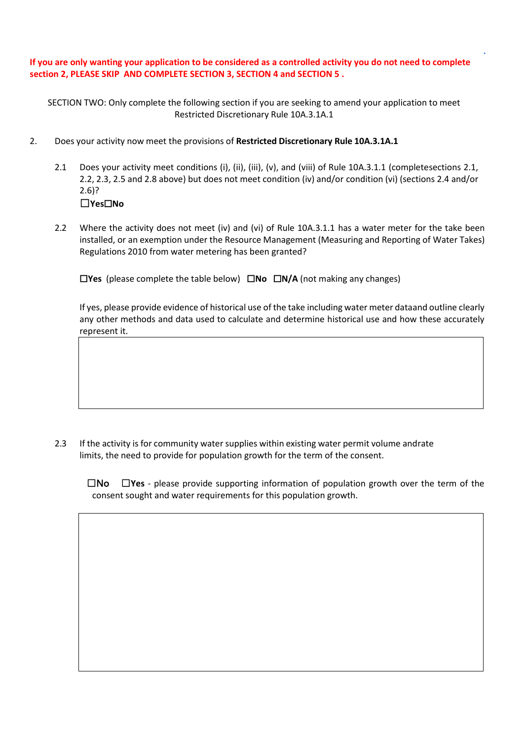**If you are only wanting your application to be considered as a controlled activity you do not need to complete section 2, PLEASE SKIP AND COMPLETE SECTION 3, SECTION 4 and SECTION 5 .**

SECTION TWO: Only complete the following section if you are seeking to amend your application to meet Restricted Discretionary Rule 10A.3.1A.1

2. Does your activity now meet the provisions of **Restricted Discretionary Rule 10A.3.1A.1**

   2.1 Does your activity meet conditions (i), (ii), (iii), (v), and (viii) of Rule 10A.3.1.1 (completesections 2.1, 2.2, 2.3, 2.5 and 2.8 above) but does not meet condition (iv) and/or condition (vi) (sections 2.4 and/or 2.6)?

   ☐**Yes**☐**No**

   2.2 Where the activity does not meet (iv) and (vi) of Rule 10A.3.1.1 has a water meter for the take been installed, or an exemption under the Resource Management (Measuring and Reporting of Water Takes) Regulations 2010 from water metering has been granted?

   ☐**Yes** (please complete the table below) ☐**No** ☐**N/A** (not making any changes)

   If yes, please provide evidence of historical use of the take including water meter dataand outline clearly any other methods and data used to calculate and determine historical use and how these accurately represent it.

   | |
   |---|
   | |

   2.3 If the activity is for community water supplies within existing water permit volume andrate limits, the need to provide for population growth for the term of the consent.

   ☐No ☐**Yes** - please provide supporting information of population growth over the term of the consent sought and water requirements for this population growth.

   | |
   |---|
   | |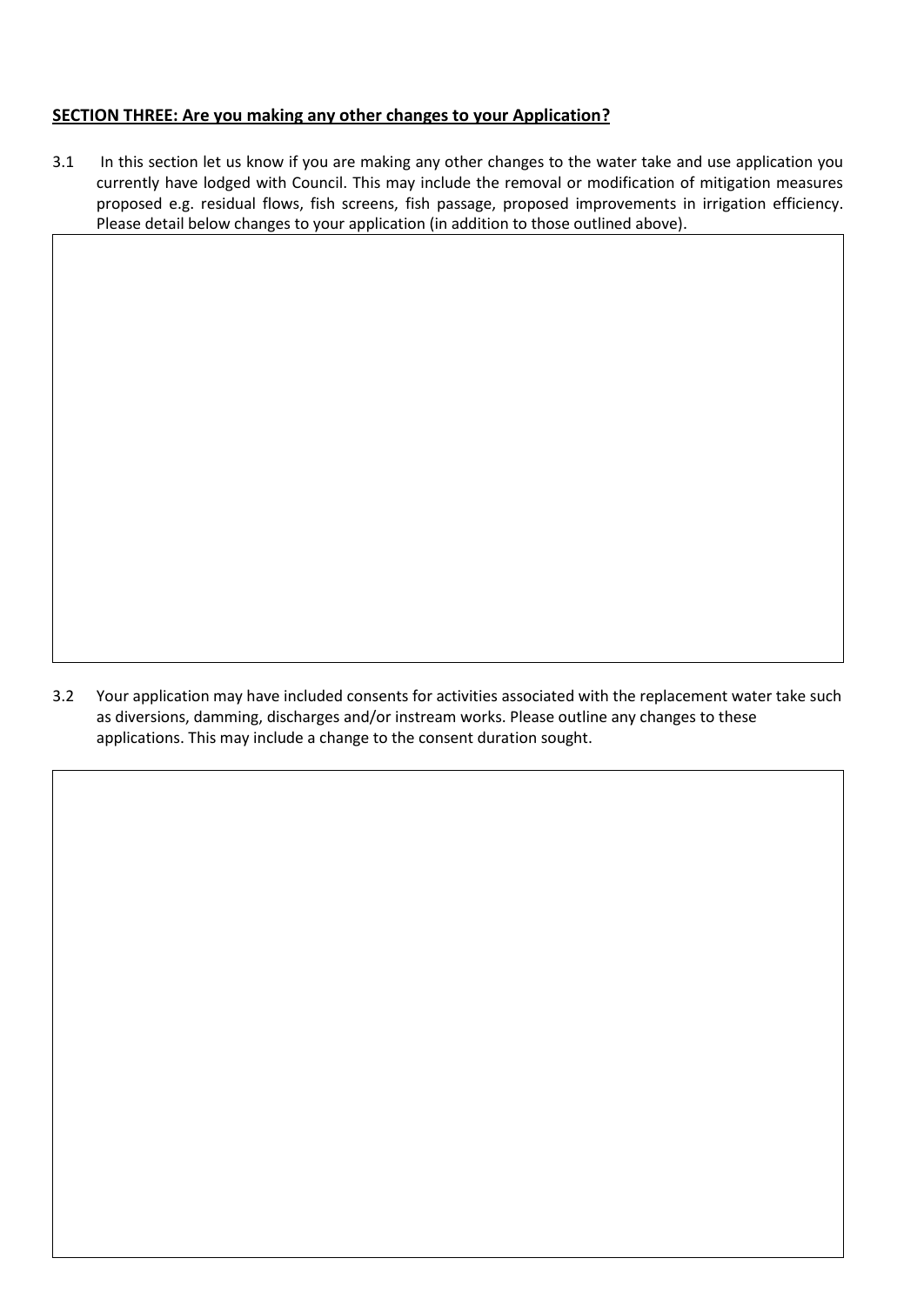**SECTION THREE: Are you making any other changes to your Application?**

3.1 In this section let us know if you are making any other changes to the water take and use application you currently have lodged with Council. This may include the removal or modification of mitigation measures proposed e.g. residual flows, fish screens, fish passage, proposed improvements in irrigation efficiency. Please detail below changes to your application (in addition to those outlined above).

3.2 Your application may have included consents for activities associated with the replacement water take such as diversions, damming, discharges and/or instream works. Please outline any changes to these applications. This may include a change to the consent duration sought.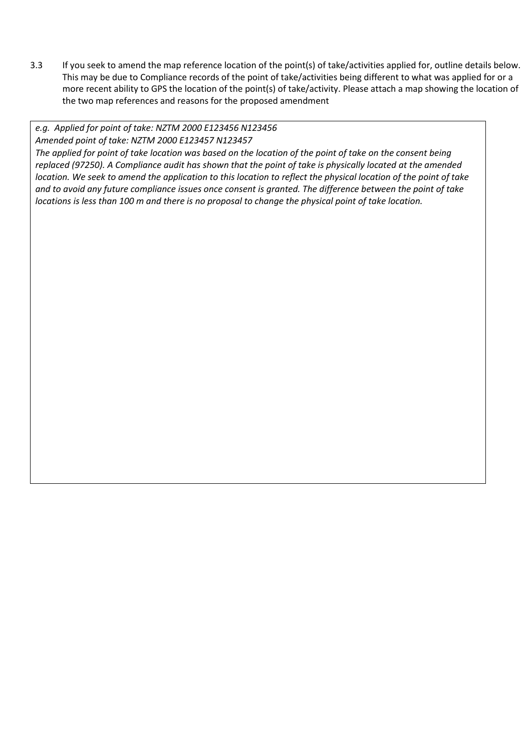3.3 If you seek to amend the map reference location of the point(s) of take/activities applied for, outline details below. This may be due to Compliance records of the point of take/activities being different to what was applied for or a more recent ability to GPS the location of the point(s) of take/activity. Please attach a map showing the location of the two map references and reasons for the proposed amendment

*e.g. Applied for point of take: NZTM 2000 E123456 N123456*
*Amended point of take: NZTM 2000 E123457 N123457*
*The applied for point of take location was based on the location of the point of take on the consent being replaced (97250). A Compliance audit has shown that the point of take is physically located at the amended location. We seek to amend the application to this location to reflect the physical location of the point of take and to avoid any future compliance issues once consent is granted. The difference between the point of take locations is less than 100 m and there is no proposal to change the physical point of take location.*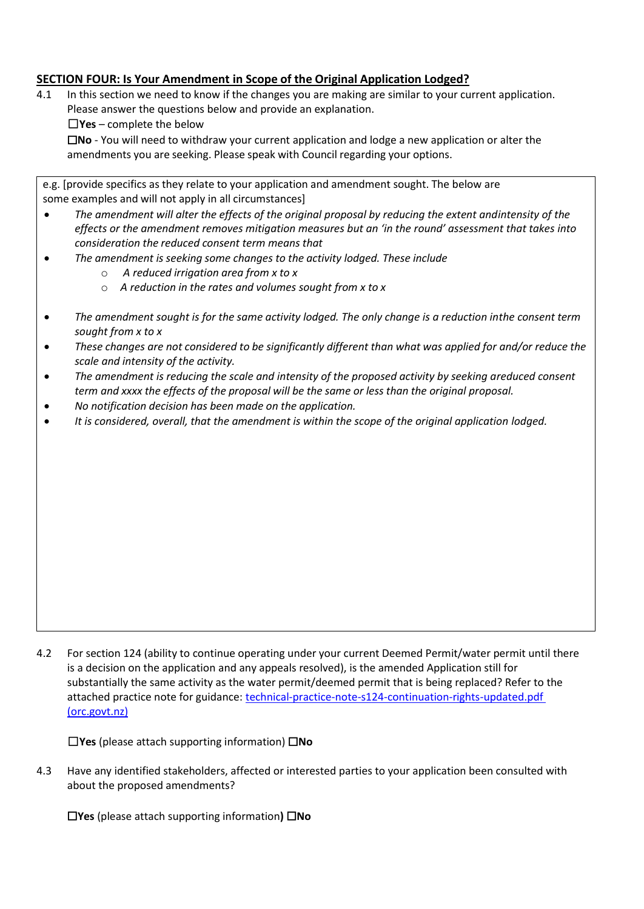## SECTION FOUR: Is Your Amendment in Scope of the Original Application Lodged?

4.1 In this section we need to know if the changes you are making are similar to your current application. Please answer the questions below and provide an explanation.

☐**Yes** – complete the below

☐**No** - You will need to withdraw your current application and lodge a new application or alter the amendments you are seeking. Please speak with Council regarding your options.

e.g. [provide specifics as they relate to your application and amendment sought. The below are some examples and will not apply in all circumstances]

- *The amendment will alter the effects of the original proposal by reducing the extent andintensity of the effects or the amendment removes mitigation measures but an 'in the round' assessment that takes into consideration the reduced consent term means that*
- *The amendment is seeking some changes to the activity lodged. These include*
  - *A reduced irrigation area from x to x*
  - *A reduction in the rates and volumes sought from x to x*
- *The amendment sought is for the same activity lodged. The only change is a reduction inthe consent term sought from x to x*
- *These changes are not considered to be significantly different than what was applied for and/or reduce the scale and intensity of the activity.*
- *The amendment is reducing the scale and intensity of the proposed activity by seeking areduced consent term and xxxx the effects of the proposal will be the same or less than the original proposal.*
- *No notification decision has been made on the application.*
- *It is considered, overall, that the amendment is within the scope of the original application lodged.*

4.2 For section 124 (ability to continue operating under your current Deemed Permit/water permit until there is a decision on the application and any appeals resolved), is the amended Application still for substantially the same activity as the water permit/deemed permit that is being replaced? Refer to the attached practice note for guidance: [technical-practice-note-s124-continuation-rights-updated.pdf (orc.govt.nz)](technical-practice-note-s124-continuation-rights-updated.pdf)

☐**Yes** (please attach supporting information) ☐**No**

4.3 Have any identified stakeholders, affected or interested parties to your application been consulted with about the proposed amendments?

☐**Yes** (please attach supporting information**)** ☐**No**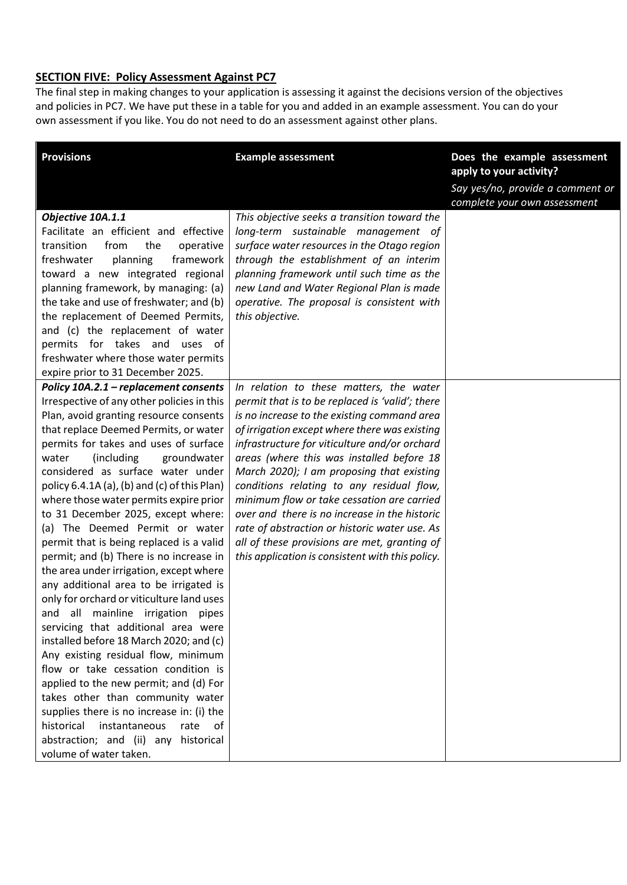## SECTION FIVE: Policy Assessment Against PC7

The final step in making changes to your application is assessing it against the decisions version of the objectives and policies in PC7. We have put these in a table for you and added in an example assessment. You can do your own assessment if you like. You do not need to do an assessment against other plans.

| Provisions | Example assessment | Does the example assessment apply to your activity? *Say yes/no, provide a comment or complete your own assessment* |
|---|---|---|
| ***Objective 10A.1.1*** Facilitate an efficient and effective transition from the operative freshwater planning framework toward a new integrated regional planning framework, by managing: (a) the take and use of freshwater; and (b) the replacement of Deemed Permits, and (c) the replacement of water permits for takes and uses of freshwater where those water permits expire prior to 31 December 2025. | *This objective seeks a transition toward the long-term sustainable management of surface water resources in the Otago region through the establishment of an interim planning framework until such time as the new Land and Water Regional Plan is made operative. The proposal is consistent with this objective.* | |
| ***Policy 10A.2.1 – replacement consents*** Irrespective of any other policies in this Plan, avoid granting resource consents that replace Deemed Permits, or water permits for takes and uses of surface water (including groundwater considered as surface water under policy 6.4.1A (a), (b) and (c) of this Plan) where those water permits expire prior to 31 December 2025, except where: (a) The Deemed Permit or water permit that is being replaced is a valid permit; and (b) There is no increase in the area under irrigation, except where any additional area to be irrigated is only for orchard or viticulture land uses and all mainline irrigation pipes servicing that additional area were installed before 18 March 2020; and (c) Any existing residual flow, minimum flow or take cessation condition is applied to the new permit; and (d) For takes other than community water supplies there is no increase in: (i) the historical instantaneous rate of abstraction; and (ii) any historical volume of water taken. | *In relation to these matters, the water permit that is to be replaced is 'valid'; there is no increase to the existing command area of irrigation except where there was existing infrastructure for viticulture and/or orchard areas (where this was installed before 18 March 2020); I am proposing that existing conditions relating to any residual flow, minimum flow or take cessation are carried over and there is no increase in the historic rate of abstraction or historic water use. As all of these provisions are met, granting of this application is consistent with this policy.* | |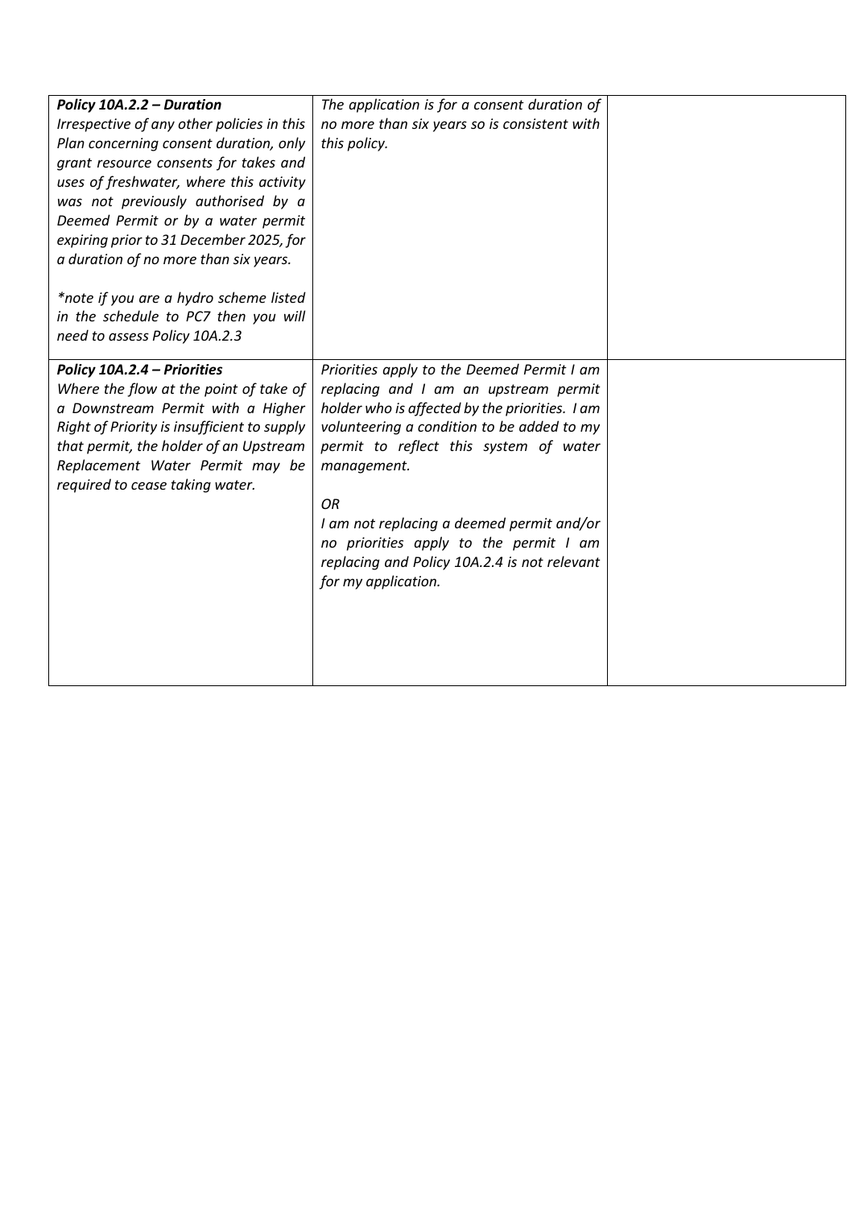| | | |
|---|---|---|
| ***Policy 10A.2.2 – Duration***<br>*Irrespective of any other policies in this Plan concerning consent duration, only grant resource consents for takes and uses of freshwater, where this activity was not previously authorised by a Deemed Permit or by a water permit expiring prior to 31 December 2025, for a duration of no more than six years.*<br><br>*\*note if you are a hydro scheme listed in the schedule to PC7 then you will need to assess Policy 10A.2.3* | *The application is for a consent duration of no more than six years so is consistent with this policy.* | |
| ***Policy 10A.2.4 – Priorities***<br>*Where the flow at the point of take of a Downstream Permit with a Higher Right of Priority is insufficient to supply that permit, the holder of an Upstream Replacement Water Permit may be required to cease taking water.* | *Priorities apply to the Deemed Permit I am replacing and I am an upstream permit holder who is affected by the priorities. I am volunteering a condition to be added to my permit to reflect this system of water management.*<br><br>*OR*<br><br>*I am not replacing a deemed permit and/or no priorities apply to the permit I am replacing and Policy 10A.2.4 is not relevant for my application.* | |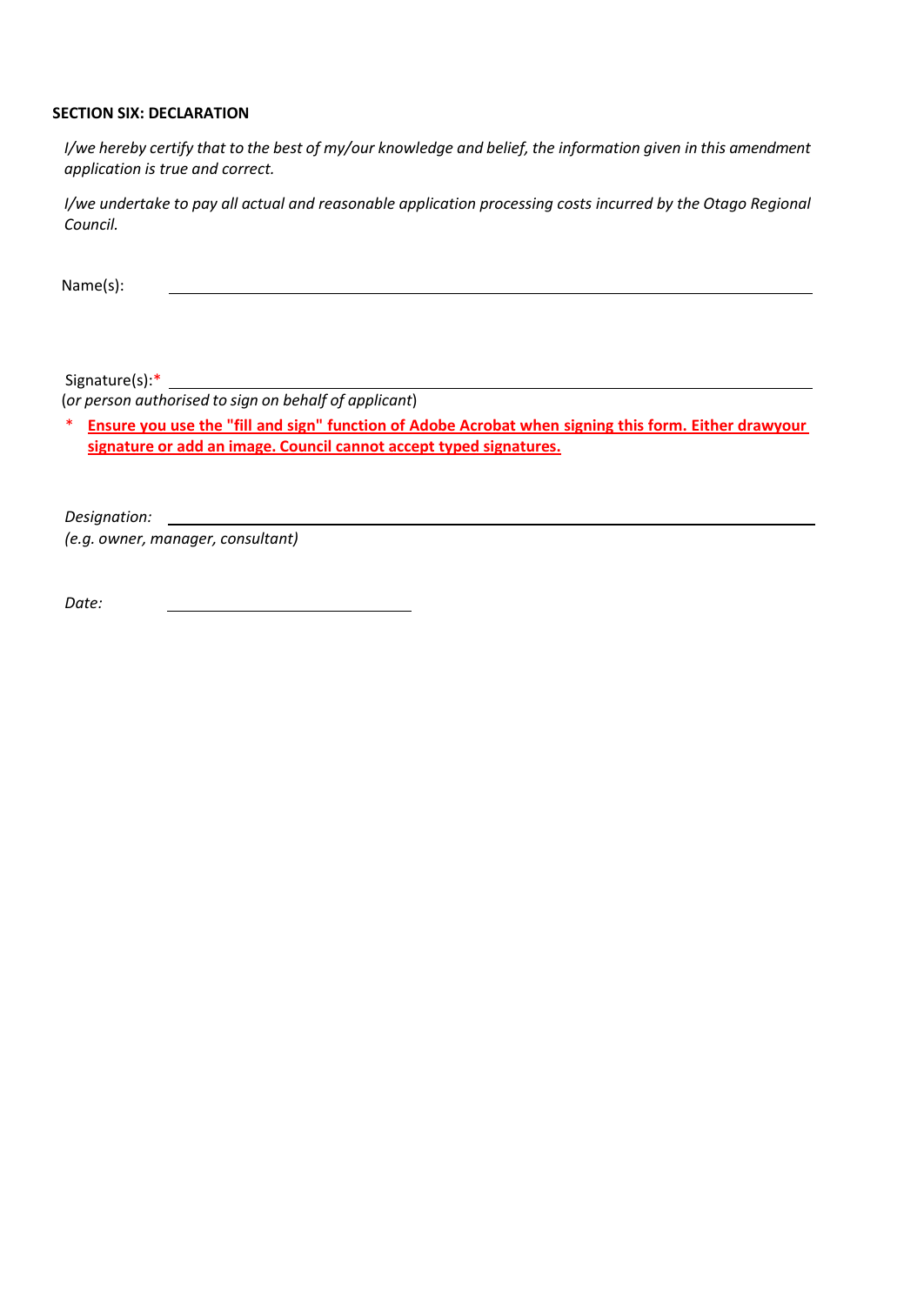**SECTION SIX: DECLARATION**

*I/we hereby certify that to the best of my/our knowledge and belief, the information given in this amendment application is true and correct.*

*I/we undertake to pay all actual and reasonable application processing costs incurred by the Otago Regional Council.*

Name(s): \_\_\_\_\_\_\_\_\_\_\_\_\_\_\_\_\_\_\_\_\_\_\_\_\_\_\_\_\_\_\_\_\_\_\_\_\_\_\_\_

Signature(s):* \_\_\_\_\_\_\_\_\_\_\_\_\_\_\_\_\_\_\_\_\_\_\_\_\_\_\_\_\_\_\_\_\_\_\_\_\_\_\_\_
(*or person authorised to sign on behalf of applicant*)

\* **Ensure you use the "fill and sign" function of Adobe Acrobat when signing this form. Either drawyour signature or add an image. Council cannot accept typed signatures.**

*Designation:* \_\_\_\_\_\_\_\_\_\_\_\_\_\_\_\_\_\_\_\_\_\_\_\_\_\_\_\_\_\_\_\_\_\_\_\_\_\_\_\_
*(e.g. owner, manager, consultant)*

*Date:* \_\_\_\_\_\_\_\_\_\_\_\_\_\_\_\_\_\_\_\_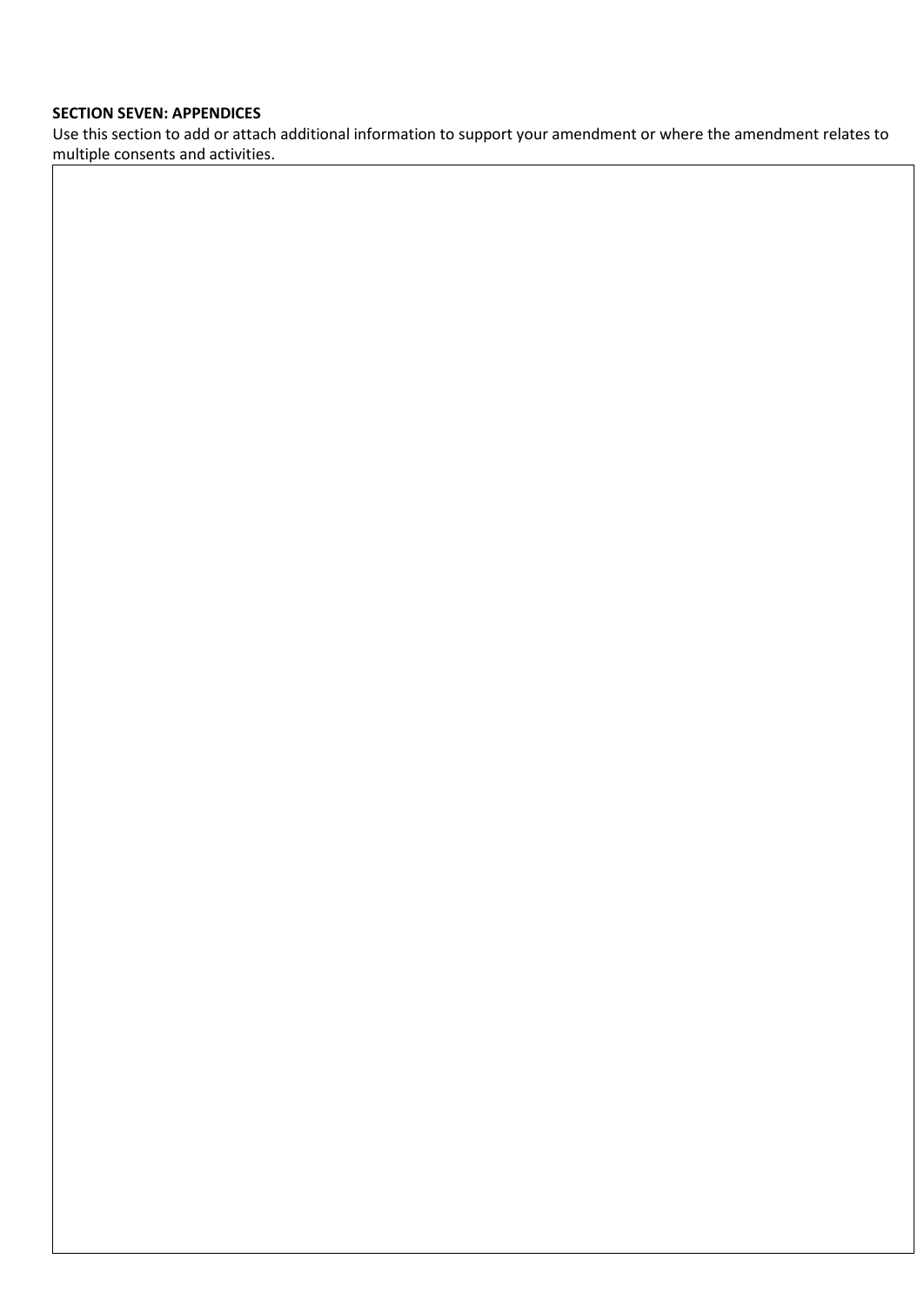**SECTION SEVEN: APPENDICES**

Use this section to add or attach additional information to support your amendment or where the amendment relates to multiple consents and activities.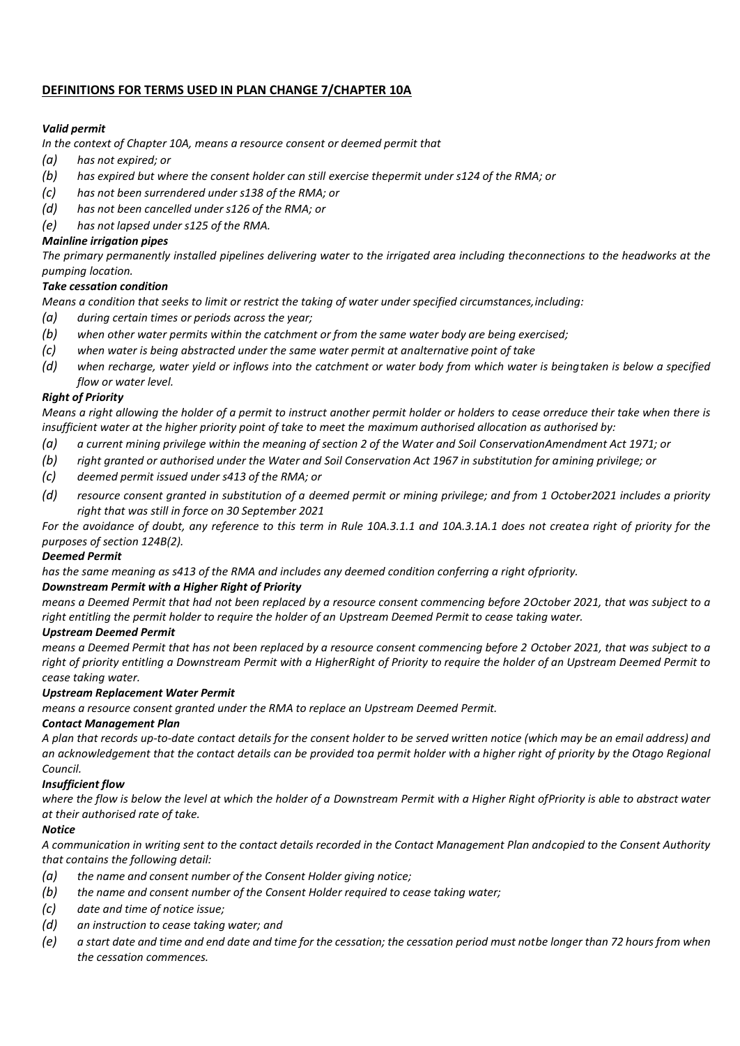## DEFINITIONS FOR TERMS USED IN PLAN CHANGE 7/CHAPTER 10A

***Valid permit***

*In the context of Chapter 10A, means a resource consent or deemed permit that*

*(a) has not expired; or*

*(b) has expired but where the consent holder can still exercise thepermit under s124 of the RMA; or*

*(c) has not been surrendered under s138 of the RMA; or*

*(d) has not been cancelled under s126 of the RMA; or*

*(e) has not lapsed under s125 of the RMA.*

***Mainline irrigation pipes***

*The primary permanently installed pipelines delivering water to the irrigated area including theconnections to the headworks at the pumping location.*

***Take cessation condition***

*Means a condition that seeks to limit or restrict the taking of water under specified circumstances,including:*

*(a) during certain times or periods across the year;*

*(b) when other water permits within the catchment or from the same water body are being exercised;*

*(c) when water is being abstracted under the same water permit at analternative point of take*

*(d) when recharge, water yield or inflows into the catchment or water body from which water is beingtaken is below a specified flow or water level.*

***Right of Priority***

*Means a right allowing the holder of a permit to instruct another permit holder or holders to cease orreduce their take when there is insufficient water at the higher priority point of take to meet the maximum authorised allocation as authorised by:*

*(a) a current mining privilege within the meaning of section 2 of the Water and Soil ConservationAmendment Act 1971; or*

*(b) right granted or authorised under the Water and Soil Conservation Act 1967 in substitution for amining privilege; or*

*(c) deemed permit issued under s413 of the RMA; or*

*(d) resource consent granted in substitution of a deemed permit or mining privilege; and from 1 October2021 includes a priority right that was still in force on 30 September 2021*

*For the avoidance of doubt, any reference to this term in Rule 10A.3.1.1 and 10A.3.1A.1 does not createa right of priority for the purposes of section 124B(2).*

***Deemed Permit***

*has the same meaning as s413 of the RMA and includes any deemed condition conferring a right ofpriority.*

***Downstream Permit with a Higher Right of Priority***

*means a Deemed Permit that had not been replaced by a resource consent commencing before 2October 2021, that was subject to a right entitling the permit holder to require the holder of an Upstream Deemed Permit to cease taking water.*

***Upstream Deemed Permit***

*means a Deemed Permit that has not been replaced by a resource consent commencing before 2 October 2021, that was subject to a right of priority entitling a Downstream Permit with a HigherRight of Priority to require the holder of an Upstream Deemed Permit to cease taking water.*

***Upstream Replacement Water Permit***

*means a resource consent granted under the RMA to replace an Upstream Deemed Permit.*

***Contact Management Plan***

*A plan that records up-to-date contact details for the consent holder to be served written notice (which may be an email address) and an acknowledgement that the contact details can be provided toa permit holder with a higher right of priority by the Otago Regional Council.*

***Insufficient flow***

*where the flow is below the level at which the holder of a Downstream Permit with a Higher Right ofPriority is able to abstract water at their authorised rate of take.*

***Notice***

*A communication in writing sent to the contact details recorded in the Contact Management Plan andcopied to the Consent Authority that contains the following detail:*

*(a) the name and consent number of the Consent Holder giving notice;*

*(b) the name and consent number of the Consent Holder required to cease taking water;*

*(c) date and time of notice issue;*

*(d) an instruction to cease taking water; and*

*(e) a start date and time and end date and time for the cessation; the cessation period must notbe longer than 72 hours from when the cessation commences.*